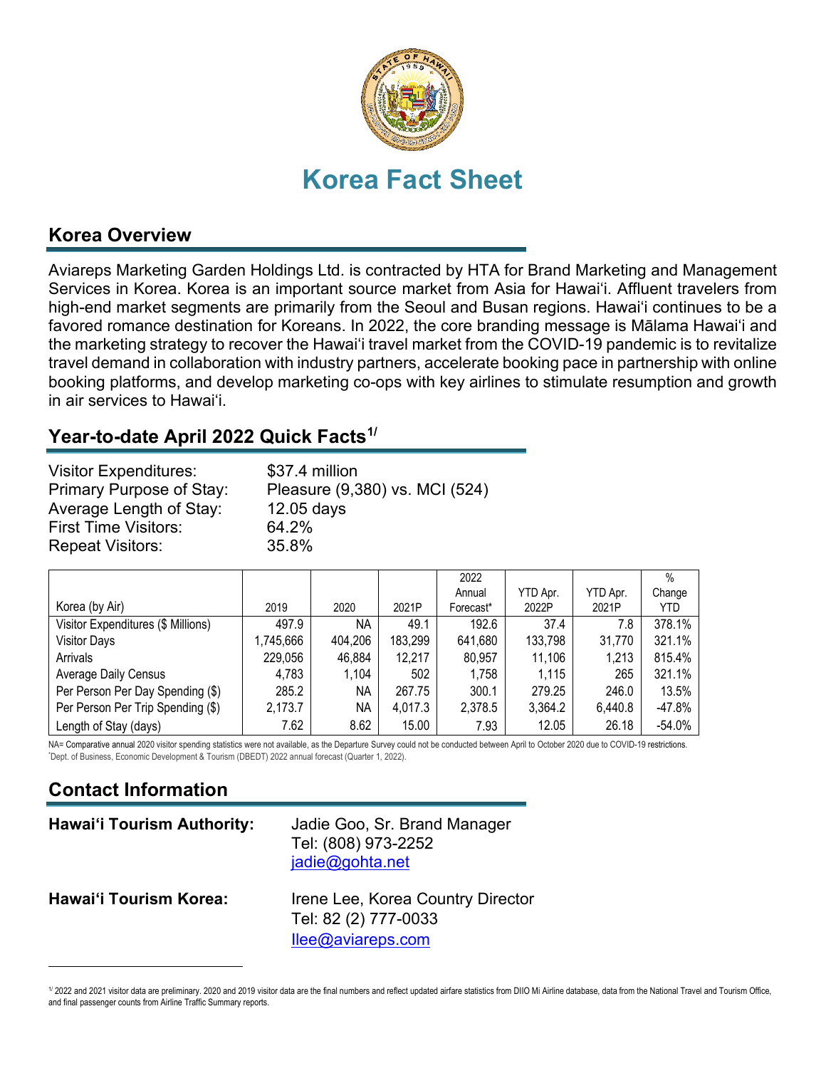# Korea Fact Sheet

## Korea Overview

Aviareps Marketing Garden Holdings Ltd. is contracted by HTA for Brand Marketing and Management Services in Korea. Korea is an important source market from Asia for Hawai'i. Affluent travelers from high-end market segments are primarily from the Seoul and Busan regions. Hawai'i continues to be a favored romance destination for Koreans. In 2022, the core branding message is Mālama Hawai'i and the marketing strategy to recover the Hawai'i travel market from the COVID-19 pandemic is to revitalize travel demand in collaboration with industry partners, accelerate booking pace in partnership with online booking platforms, and develop marketing co-ops with key airlines to stimulate resumption and growth in air services to Hawai'i.

## Year-to-date April 2022 Quick Facts[1/]

| | |
|---|---|
| Visitor Expenditures: | $37.4 million |
| Primary Purpose of Stay: | Pleasure (9,380) vs. MCI (524) |
| Average Length of Stay: | 12.05 days |
| First Time Visitors: | 64.2% |
| Repeat Visitors: | 35.8% |

| Korea (by Air) | 2019 | 2020 | 2021P | 2022 Annual Forecast* | YTD Apr. 2022P | YTD Apr. 2021P | % Change YTD |
|---|---|---|---|---|---|---|---|
| Visitor Expenditures ($ Millions) | 497.9 | NA | 49.1 | 192.6 | 37.4 | 7.8 | 378.1% |
| Visitor Days | 1,745,666 | 404,206 | 183,299 | 641,680 | 133,798 | 31,770 | 321.1% |
| Arrivals | 229,056 | 46,884 | 12,217 | 80,957 | 11,106 | 1,213 | 815.4% |
| Average Daily Census | 4,783 | 1,104 | 502 | 1,758 | 1,115 | 265 | 321.1% |
| Per Person Per Day Spending ($) | 285.2 | NA | 267.75 | 300.1 | 279.25 | 246.0 | 13.5% |
| Per Person Per Trip Spending ($) | 2,173.7 | NA | 4,017.3 | 2,378.5 | 3,364.2 | 6,440.8 | -47.8% |
| Length of Stay (days) | 7.62 | 8.62 | 15.00 | 7.93 | 12.05 | 26.18 | -54.0% |

NA= Comparative annual 2020 visitor spending statistics were not available, as the Departure Survey could not be conducted between April to October 2020 due to COVID-19 restrictions.
*Dept. of Business, Economic Development & Tourism (DBEDT) 2022 annual forecast (Quarter 1, 2022).

## Contact Information

**Hawai'i Tourism Authority:**
Jadie Goo, Sr. Brand Manager
Tel: (808) 973-2252
jadie@gohta.net

**Hawai'i Tourism Korea:**
Irene Lee, Korea Country Director
Tel: 82 (2) 777-0033
llee@aviareps.com

[1/] 2022 and 2021 visitor data are preliminary. 2020 and 2019 visitor data are the final numbers and reflect updated airfare statistics from DIIO Mi Airline database, data from the National Travel and Tourism Office, and final passenger counts from Airline Traffic Summary reports.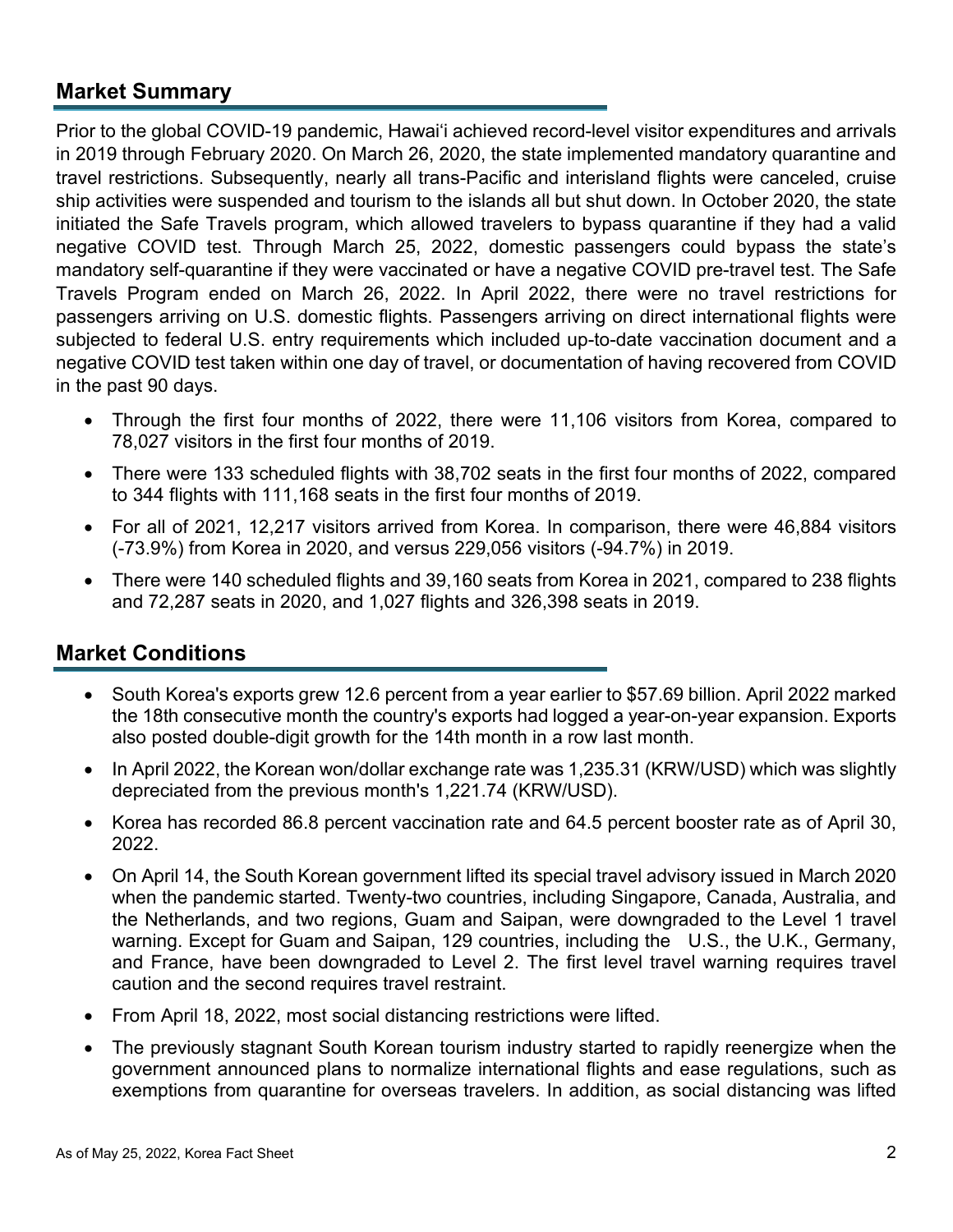## Market Summary

Prior to the global COVID-19 pandemic, Hawai'i achieved record-level visitor expenditures and arrivals in 2019 through February 2020. On March 26, 2020, the state implemented mandatory quarantine and travel restrictions. Subsequently, nearly all trans-Pacific and interisland flights were canceled, cruise ship activities were suspended and tourism to the islands all but shut down. In October 2020, the state initiated the Safe Travels program, which allowed travelers to bypass quarantine if they had a valid negative COVID test. Through March 25, 2022, domestic passengers could bypass the state's mandatory self-quarantine if they were vaccinated or have a negative COVID pre-travel test. The Safe Travels Program ended on March 26, 2022. In April 2022, there were no travel restrictions for passengers arriving on U.S. domestic flights. Passengers arriving on direct international flights were subjected to federal U.S. entry requirements which included up-to-date vaccination document and a negative COVID test taken within one day of travel, or documentation of having recovered from COVID in the past 90 days.

- Through the first four months of 2022, there were 11,106 visitors from Korea, compared to 78,027 visitors in the first four months of 2019.
- There were 133 scheduled flights with 38,702 seats in the first four months of 2022, compared to 344 flights with 111,168 seats in the first four months of 2019.
- For all of 2021, 12,217 visitors arrived from Korea. In comparison, there were 46,884 visitors (-73.9%) from Korea in 2020, and versus 229,056 visitors (-94.7%) in 2019.
- There were 140 scheduled flights and 39,160 seats from Korea in 2021, compared to 238 flights and 72,287 seats in 2020, and 1,027 flights and 326,398 seats in 2019.

## Market Conditions

- South Korea's exports grew 12.6 percent from a year earlier to $57.69 billion. April 2022 marked the 18th consecutive month the country's exports had logged a year-on-year expansion. Exports also posted double-digit growth for the 14th month in a row last month.
- In April 2022, the Korean won/dollar exchange rate was 1,235.31 (KRW/USD) which was slightly depreciated from the previous month's 1,221.74 (KRW/USD).
- Korea has recorded 86.8 percent vaccination rate and 64.5 percent booster rate as of April 30, 2022.
- On April 14, the South Korean government lifted its special travel advisory issued in March 2020 when the pandemic started. Twenty-two countries, including Singapore, Canada, Australia, and the Netherlands, and two regions, Guam and Saipan, were downgraded to the Level 1 travel warning. Except for Guam and Saipan, 129 countries, including the U.S., the U.K., Germany, and France, have been downgraded to Level 2. The first level travel warning requires travel caution and the second requires travel restraint.
- From April 18, 2022, most social distancing restrictions were lifted.
- The previously stagnant South Korean tourism industry started to rapidly reenergize when the government announced plans to normalize international flights and ease regulations, such as exemptions from quarantine for overseas travelers. In addition, as social distancing was lifted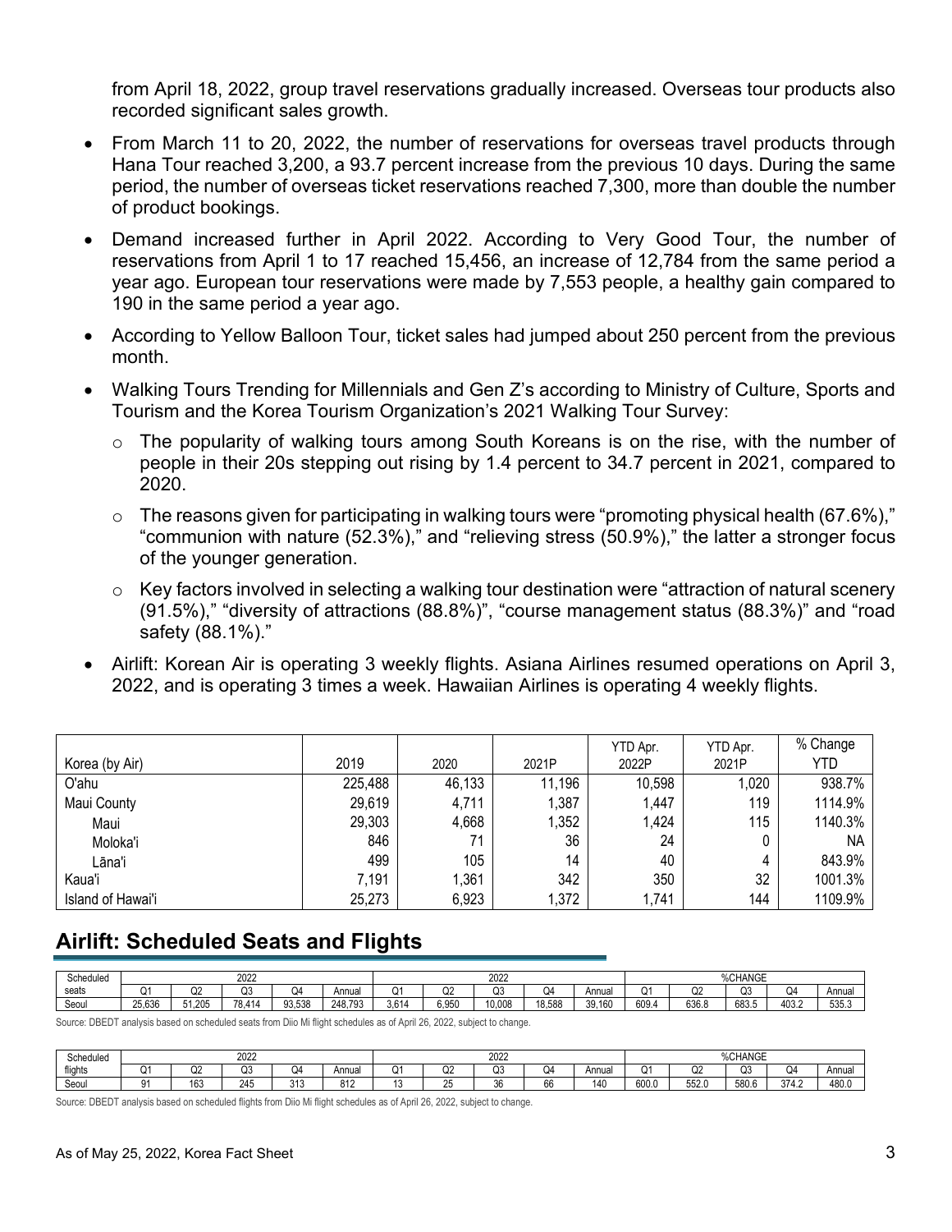from April 18, 2022, group travel reservations gradually increased. Overseas tour products also recorded significant sales growth.

- From March 11 to 20, 2022, the number of reservations for overseas travel products through Hana Tour reached 3,200, a 93.7 percent increase from the previous 10 days. During the same period, the number of overseas ticket reservations reached 7,300, more than double the number of product bookings.
- Demand increased further in April 2022. According to Very Good Tour, the number of reservations from April 1 to 17 reached 15,456, an increase of 12,784 from the same period a year ago. European tour reservations were made by 7,553 people, a healthy gain compared to 190 in the same period a year ago.
- According to Yellow Balloon Tour, ticket sales had jumped about 250 percent from the previous month.
- Walking Tours Trending for Millennials and Gen Z's according to Ministry of Culture, Sports and Tourism and the Korea Tourism Organization's 2021 Walking Tour Survey:
  - The popularity of walking tours among South Koreans is on the rise, with the number of people in their 20s stepping out rising by 1.4 percent to 34.7 percent in 2021, compared to 2020.
  - The reasons given for participating in walking tours were "promoting physical health (67.6%)," "communion with nature (52.3%)," and "relieving stress (50.9%)," the latter a stronger focus of the younger generation.
  - Key factors involved in selecting a walking tour destination were "attraction of natural scenery (91.5%)," "diversity of attractions (88.8%)", "course management status (88.3%)" and "road safety (88.1%)."
- Airlift: Korean Air is operating 3 weekly flights. Asiana Airlines resumed operations on April 3, 2022, and is operating 3 times a week. Hawaiian Airlines is operating 4 weekly flights.

| Korea (by Air) | 2019 | 2020 | 2021P | YTD Apr. 2022P | YTD Apr. 2021P | % Change YTD |
|---|---|---|---|---|---|---|
| O'ahu | 225,488 | 46,133 | 11,196 | 10,598 | 1,020 | 938.7% |
| Maui County | 29,619 | 4,711 | 1,387 | 1,447 | 119 | 1114.9% |
| Maui | 29,303 | 4,668 | 1,352 | 1,424 | 115 | 1140.3% |
| Moloka'i | 846 | 71 | 36 | 24 | 0 | NA |
| Lāna'i | 499 | 105 | 14 | 40 | 4 | 843.9% |
| Kaua'i | 7,191 | 1,361 | 342 | 350 | 32 | 1001.3% |
| Island of Hawai'i | 25,273 | 6,923 | 1,372 | 1,741 | 144 | 1109.9% |

## Airlift: Scheduled Seats and Flights

| Scheduled seats | 2022 | | | | | 2022 | | | | | %CHANGE | | | | |
|---|---|---|---|---|---|---|---|---|---|---|---|---|---|---|---|
| | Q1 | Q2 | Q3 | Q4 | Annual | Q1 | Q2 | Q3 | Q4 | Annual | Q1 | Q2 | Q3 | Q4 | Annual |
| Seoul | 25,636 | 51,205 | 78,414 | 93,538 | 248,793 | 3,614 | 6,950 | 10,008 | 18,588 | 39,160 | 609.4 | 636.8 | 683.5 | 403.2 | 535.3 |

Source: DBEDT analysis based on scheduled seats from Diio Mi flight schedules as of April 26, 2022, subject to change.

| Scheduled flights | 2022 | | | | | 2022 | | | | | %CHANGE | | | | |
|---|---|---|---|---|---|---|---|---|---|---|---|---|---|---|---|
| | Q1 | Q2 | Q3 | Q4 | Annual | Q1 | Q2 | Q3 | Q4 | Annual | Q1 | Q2 | Q3 | Q4 | Annual |
| Seoul | 91 | 163 | 245 | 313 | 812 | 13 | 25 | 36 | 66 | 140 | 600.0 | 552.0 | 580.6 | 374.2 | 480.0 |

Source: DBEDT analysis based on scheduled flights from Diio Mi flight schedules as of April 26, 2022, subject to change.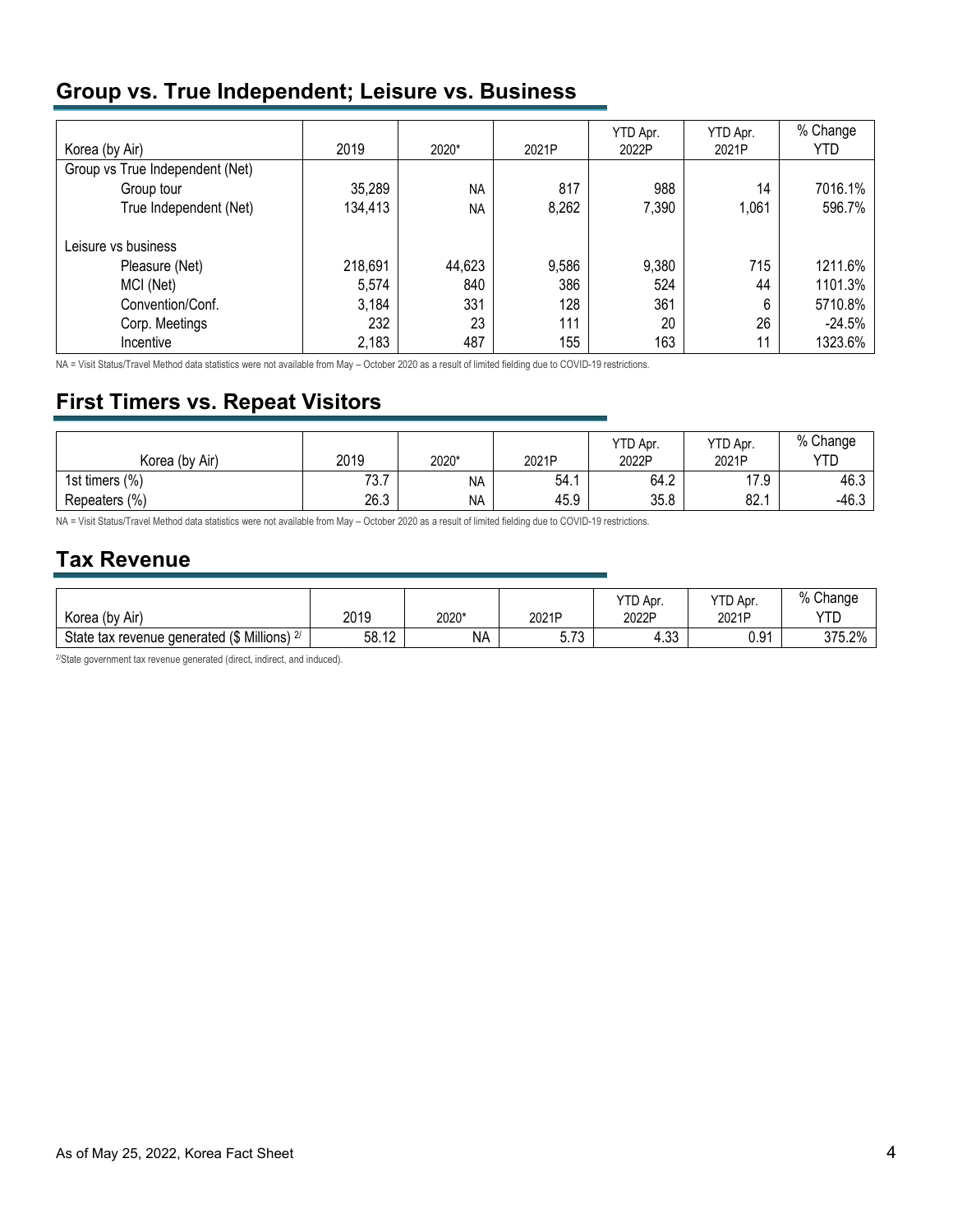## Group vs. True Independent; Leisure vs. Business

| Korea (by Air) | 2019 | 2020* | 2021P | YTD Apr. 2022P | YTD Apr. 2021P | % Change YTD |
|---|---|---|---|---|---|---|
| Group vs True Independent (Net) | | | | | | |
| Group tour | 35,289 | NA | 817 | 988 | 14 | 7016.1% |
| True Independent (Net) | 134,413 | NA | 8,262 | 7,390 | 1,061 | 596.7% |
| Leisure vs business | | | | | | |
| Pleasure (Net) | 218,691 | 44,623 | 9,586 | 9,380 | 715 | 1211.6% |
| MCI (Net) | 5,574 | 840 | 386 | 524 | 44 | 1101.3% |
| Convention/Conf. | 3,184 | 331 | 128 | 361 | 6 | 5710.8% |
| Corp. Meetings | 232 | 23 | 111 | 20 | 26 | -24.5% |
| Incentive | 2,183 | 487 | 155 | 163 | 11 | 1323.6% |

NA = Visit Status/Travel Method data statistics were not available from May – October 2020 as a result of limited fielding due to COVID-19 restrictions.

## First Timers vs. Repeat Visitors

| Korea (by Air) | 2019 | 2020* | 2021P | YTD Apr. 2022P | YTD Apr. 2021P | % Change YTD |
|---|---|---|---|---|---|---|
| 1st timers (%) | 73.7 | NA | 54.1 | 64.2 | 17.9 | 46.3 |
| Repeaters (%) | 26.3 | NA | 45.9 | 35.8 | 82.1 | -46.3 |

NA = Visit Status/Travel Method data statistics were not available from May – October 2020 as a result of limited fielding due to COVID-19 restrictions.

## Tax Revenue

| Korea (by Air) | 2019 | 2020* | 2021P | YTD Apr. 2022P | YTD Apr. 2021P | % Change YTD |
|---|---|---|---|---|---|---|
| State tax revenue generated ($ Millions) [2/] | 58.12 | NA | 5.73 | 4.33 | 0.91 | 375.2% |

[2/]State government tax revenue generated (direct, indirect, and induced).